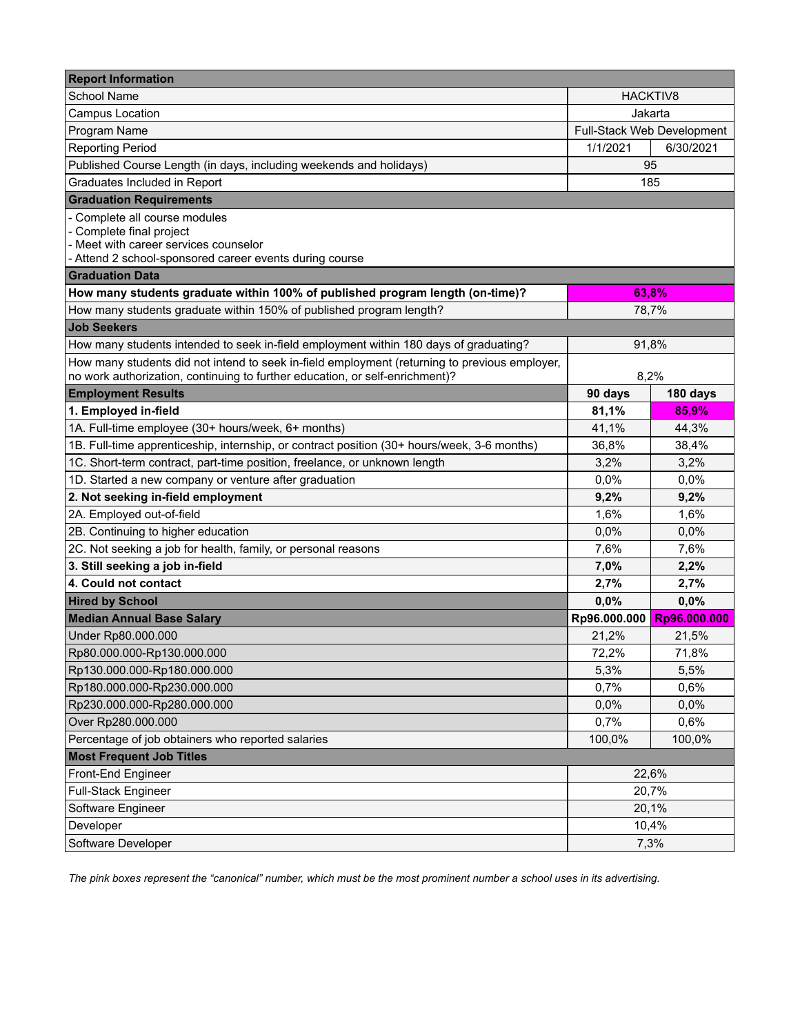| Report Information | | |
|---|---|---|
| School Name | HACKTIV8 | |
| Campus Location | Jakarta | |
| Program Name | Full-Stack Web Development | |
| Reporting Period | 1/1/2021 | 6/30/2021 |
| Published Course Length (in days, including weekends and holidays) | 95 | |
| Graduates Included in Report | 185 | |
| **Graduation Requirements** | | |
| - Complete all course modules<br>- Complete final project<br>- Meet with career services counselor<br>- Attend 2 school-sponsored career events during course | | |
| **Graduation Data** | | |
| **How many students graduate within 100% of published program length (on-time)?** | **63,8%** | |
| How many students graduate within 150% of published program length? | 78,7% | |
| **Job Seekers** | | |
| How many students intended to seek in-field employment within 180 days of graduating? | 91,8% | |
| How many students did not intend to seek in-field employment (returning to previous employer, no work authorization, continuing to further education, or self-enrichment)? | 8,2% | |
| **Employment Results** | **90 days** | **180 days** |
| **1. Employed in-field** | **81,1%** | **85,9%** |
| 1A. Full-time employee (30+ hours/week, 6+ months) | 41,1% | 44,3% |
| 1B. Full-time apprenticeship, internship, or contract position (30+ hours/week, 3-6 months) | 36,8% | 38,4% |
| 1C. Short-term contract, part-time position, freelance, or unknown length | 3,2% | 3,2% |
| 1D. Started a new company or venture after graduation | 0,0% | 0,0% |
| **2. Not seeking in-field employment** | **9,2%** | **9,2%** |
| 2A. Employed out-of-field | 1,6% | 1,6% |
| 2B. Continuing to higher education | 0,0% | 0,0% |
| 2C. Not seeking a job for health, family, or personal reasons | 7,6% | 7,6% |
| **3. Still seeking a job in-field** | **7,0%** | **2,2%** |
| **4. Could not contact** | **2,7%** | **2,7%** |
| **Hired by School** | **0,0%** | **0,0%** |
| **Median Annual Base Salary** | **Rp96.000.000** | **Rp96.000.000** |
| Under Rp80.000.000 | 21,2% | 21,5% |
| Rp80.000.000-Rp130.000.000 | 72,2% | 71,8% |
| Rp130.000.000-Rp180.000.000 | 5,3% | 5,5% |
| Rp180.000.000-Rp230.000.000 | 0,7% | 0,6% |
| Rp230.000.000-Rp280.000.000 | 0,0% | 0,0% |
| Over Rp280.000.000 | 0,7% | 0,6% |
| Percentage of job obtainers who reported salaries | 100,0% | 100,0% |
| **Most Frequent Job Titles** | | |
| Front-End Engineer | 22,6% | |
| Full-Stack Engineer | 20,7% | |
| Software Engineer | 20,1% | |
| Developer | 10,4% | |
| Software Developer | 7,3% | |

*The pink boxes represent the "canonical" number, which must be the most prominent number a school uses in its advertising.*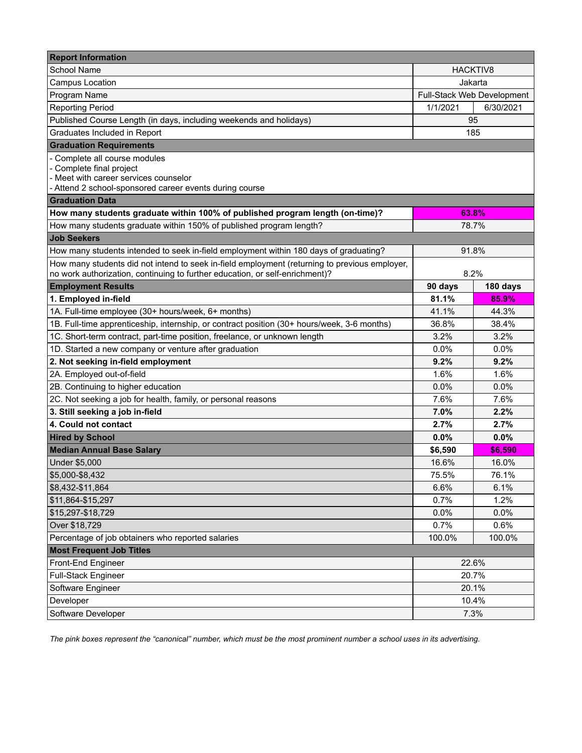| | | |
|---|---|---|
| **Report Information** | | |
| School Name | HACKTIV8 | |
| Campus Location | Jakarta | |
| Program Name | Full-Stack Web Development | |
| Reporting Period | 1/1/2021 | 6/30/2021 |
| Published Course Length (in days, including weekends and holidays) | 95 | |
| Graduates Included in Report | 185 | |
| **Graduation Requirements** | | |
| - Complete all course modules<br>- Complete final project<br>- Meet with career services counselor<br>- Attend 2 school-sponsored career events during course | | |
| **Graduation Data** | | |
| **How many students graduate within 100% of published program length (on-time)?** | **63.8%** | |
| How many students graduate within 150% of published program length? | 78.7% | |
| **Job Seekers** | | |
| How many students intended to seek in-field employment within 180 days of graduating? | 91.8% | |
| How many students did not intend to seek in-field employment (returning to previous employer, no work authorization, continuing to further education, or self-enrichment)? | 8.2% | |
| **Employment Results** | **90 days** | **180 days** |
| **1. Employed in-field** | **81.1%** | **85.9%** |
| 1A. Full-time employee (30+ hours/week, 6+ months) | 41.1% | 44.3% |
| 1B. Full-time apprenticeship, internship, or contract position (30+ hours/week, 3-6 months) | 36.8% | 38.4% |
| 1C. Short-term contract, part-time position, freelance, or unknown length | 3.2% | 3.2% |
| 1D. Started a new company or venture after graduation | 0.0% | 0.0% |
| **2. Not seeking in-field employment** | **9.2%** | **9.2%** |
| 2A. Employed out-of-field | 1.6% | 1.6% |
| 2B. Continuing to higher education | 0.0% | 0.0% |
| 2C. Not seeking a job for health, family, or personal reasons | 7.6% | 7.6% |
| **3. Still seeking a job in-field** | **7.0%** | **2.2%** |
| **4. Could not contact** | **2.7%** | **2.7%** |
| **Hired by School** | **0.0%** | **0.0%** |
| **Median Annual Base Salary** | **$6,590** | **$6,590** |
| Under $5,000 | 16.6% | 16.0% |
| $5,000-$8,432 | 75.5% | 76.1% |
| $8,432-$11,864 | 6.6% | 6.1% |
| $11,864-$15,297 | 0.7% | 1.2% |
| $15,297-$18,729 | 0.0% | 0.0% |
| Over $18,729 | 0.7% | 0.6% |
| Percentage of job obtainers who reported salaries | 100.0% | 100.0% |
| **Most Frequent Job Titles** | | |
| Front-End Engineer | 22.6% | |
| Full-Stack Engineer | 20.7% | |
| Software Engineer | 20.1% | |
| Developer | 10.4% | |
| Software Developer | 7.3% | |

*The pink boxes represent the "canonical" number, which must be the most prominent number a school uses in its advertising.*